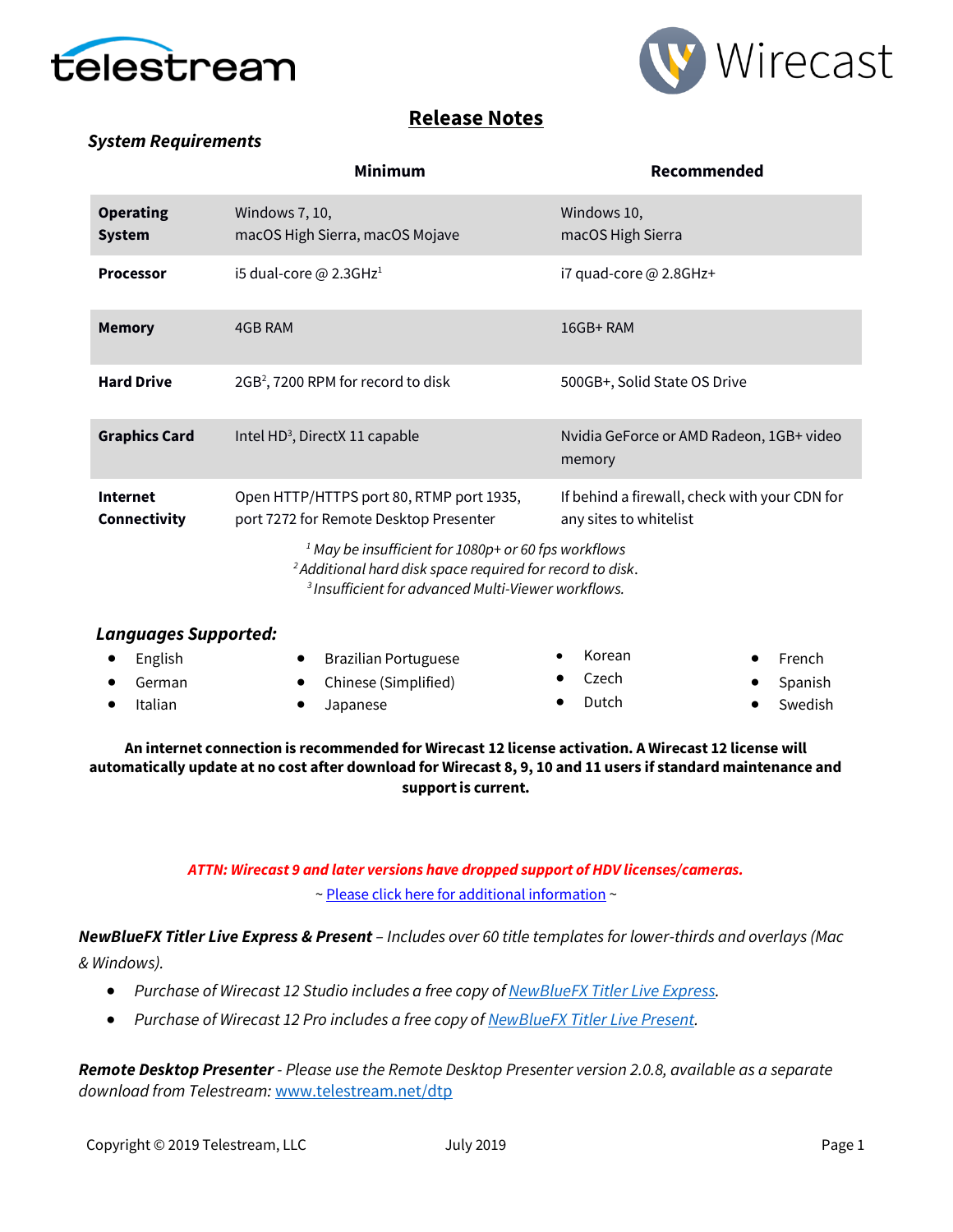# Release Notes

### *System Requirements*

| | Minimum | Recommended |
|---|---|---|
| **Operating System** | Windows 7, 10, macOS High Sierra, macOS Mojave | Windows 10, macOS High Sierra |
| **Processor** | i5 dual-core @ 2.3GHz[1] | i7 quad-core @ 2.8GHz+ |
| **Memory** | 4GB RAM | 16GB+ RAM |
| **Hard Drive** | 2GB[2], 7200 RPM for record to disk | 500GB+, Solid State OS Drive |
| **Graphics Card** | Intel HD[3], DirectX 11 capable | Nvidia GeForce or AMD Radeon, 1GB+ video memory |
| **Internet Connectivity** | Open HTTP/HTTPS port 80, RTMP port 1935, port 7272 for Remote Desktop Presenter | If behind a firewall, check with your CDN for any sites to whitelist |

*[1] May be insufficient for 1080p+ or 60 fps workflows*
*[2] Additional hard disk space required for record to disk.*
*[3] Insufficient for advanced Multi-Viewer workflows.*

### *Languages Supported:*

- English
- German
- Italian
- Brazilian Portuguese
- Chinese (Simplified)
- Japanese
- Korean
- Czech
- Dutch
- French
- Spanish
- Swedish

**An internet connection is recommended for Wirecast 12 license activation. A Wirecast 12 license will automatically update at no cost after download for Wirecast 8, 9, 10 and 11 users if standard maintenance and support is current.**

***ATTN: Wirecast 9 and later versions have dropped support of HDV licenses/cameras.***

~ Please click here for additional information ~

***NewBlueFX Titler Live Express & Present*** *– Includes over 60 title templates for lower-thirds and overlays (Mac & Windows).*

- *Purchase of Wirecast 12 Studio includes a free copy of NewBlueFX Titler Live Express.*
- *Purchase of Wirecast 12 Pro includes a free copy of NewBlueFX Titler Live Present.*

***Remote Desktop Presenter*** *- Please use the Remote Desktop Presenter version 2.0.8, available as a separate download from Telestream:* www.telestream.net/dtp

Copyright © 2019 Telestream, LLC July 2019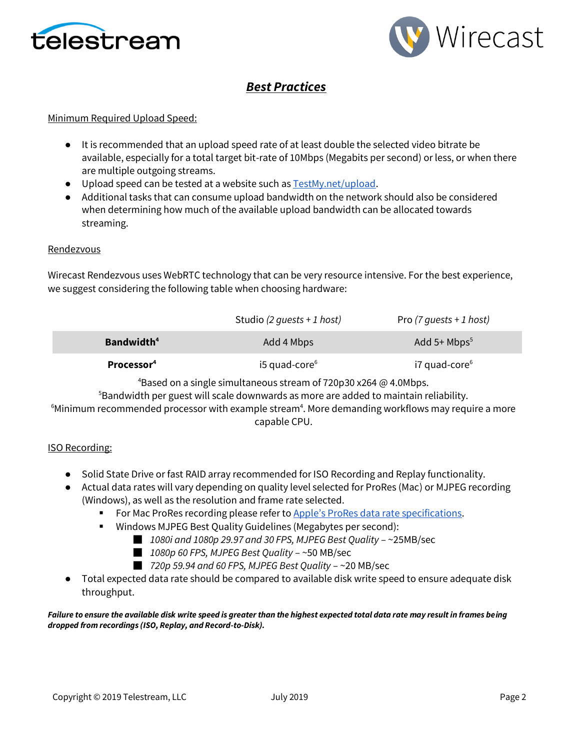# ***Best Practices***

Minimum Required Upload Speed:

- It is recommended that an upload speed rate of at least double the selected video bitrate be available, especially for a total target bit-rate of 10Mbps (Megabits per second) or less, or when there are multiple outgoing streams.
- Upload speed can be tested at a website such as [TestMy.net/upload](TestMy.net/upload).
- Additional tasks that can consume upload bandwidth on the network should also be considered when determining how much of the available upload bandwidth can be allocated towards streaming.

Rendezvous

Wirecast Rendezvous uses WebRTC technology that can be very resource intensive. For the best experience, we suggest considering the following table when choosing hardware:

| | Studio *(2 guests + 1 host)* | Pro *(7 guests + 1 host)* |
|---|---|---|
| **Bandwidth[4]** | Add 4 Mbps | Add 5+ Mbps[5] |
| **Processor[4]** | i5 quad-core[6] | i7 quad-core[6] |

[4]Based on a single simultaneous stream of 720p30 x264 @ 4.0Mbps.
[5]Bandwidth per guest will scale downwards as more are added to maintain reliability.
[6]Minimum recommended processor with example stream[4]. More demanding workflows may require a more capable CPU.

ISO Recording:

- Solid State Drive or fast RAID array recommended for ISO Recording and Replay functionality.
- Actual data rates will vary depending on quality level selected for ProRes (Mac) or MJPEG recording (Windows), as well as the resolution and frame rate selected.
  - For Mac ProRes recording please refer to Apple's ProRes data rate specifications.
  - Windows MJPEG Best Quality Guidelines (Megabytes per second):
    - *1080i and 1080p 29.97 and 30 FPS, MJPEG Best Quality* – ~25MB/sec
    - *1080p 60 FPS, MJPEG Best Quality* – ~50 MB/sec
    - *720p 59.94 and 60 FPS, MJPEG Best Quality* – ~20 MB/sec
- Total expected data rate should be compared to available disk write speed to ensure adequate disk throughput.

***Failure to ensure the available disk write speed is greater than the highest expected total data rate may result in frames being dropped from recordings (ISO, Replay, and Record-to-Disk).***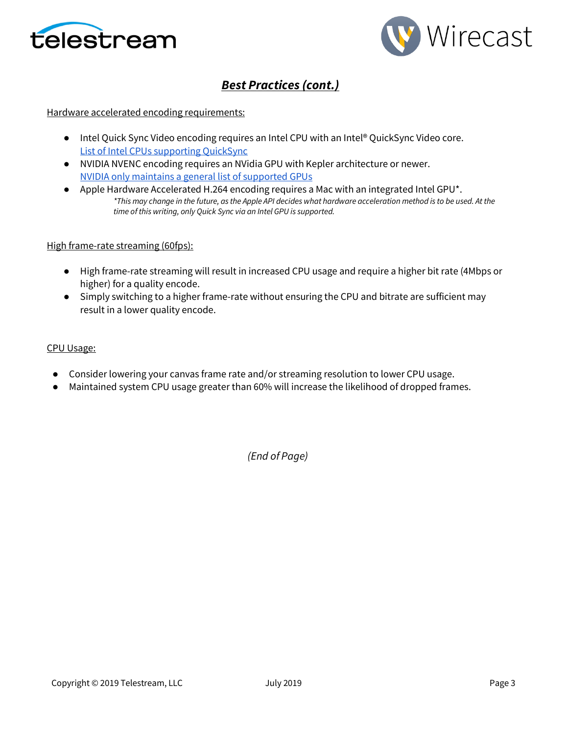## ***Best Practices (cont.)***

Hardware accelerated encoding requirements:

- Intel Quick Sync Video encoding requires an Intel CPU with an Intel® QuickSync Video core. [List of Intel CPUs supporting QuickSync]
- NVIDIA NVENC encoding requires an NVidia GPU with Kepler architecture or newer. [NVIDIA only maintains a general list of supported GPUs]
- Apple Hardware Accelerated H.264 encoding requires a Mac with an integrated Intel GPU*.
  *\*This may change in the future, as the Apple API decides what hardware acceleration method is to be used. At the time of this writing, only Quick Sync via an Intel GPU is supported.*

High frame-rate streaming (60fps):

- High frame-rate streaming will result in increased CPU usage and require a higher bit rate (4Mbps or higher) for a quality encode.
- Simply switching to a higher frame-rate without ensuring the CPU and bitrate are sufficient may result in a lower quality encode.

CPU Usage:

- Consider lowering your canvas frame rate and/or streaming resolution to lower CPU usage.
- Maintained system CPU usage greater than 60% will increase the likelihood of dropped frames.

*(End of Page)*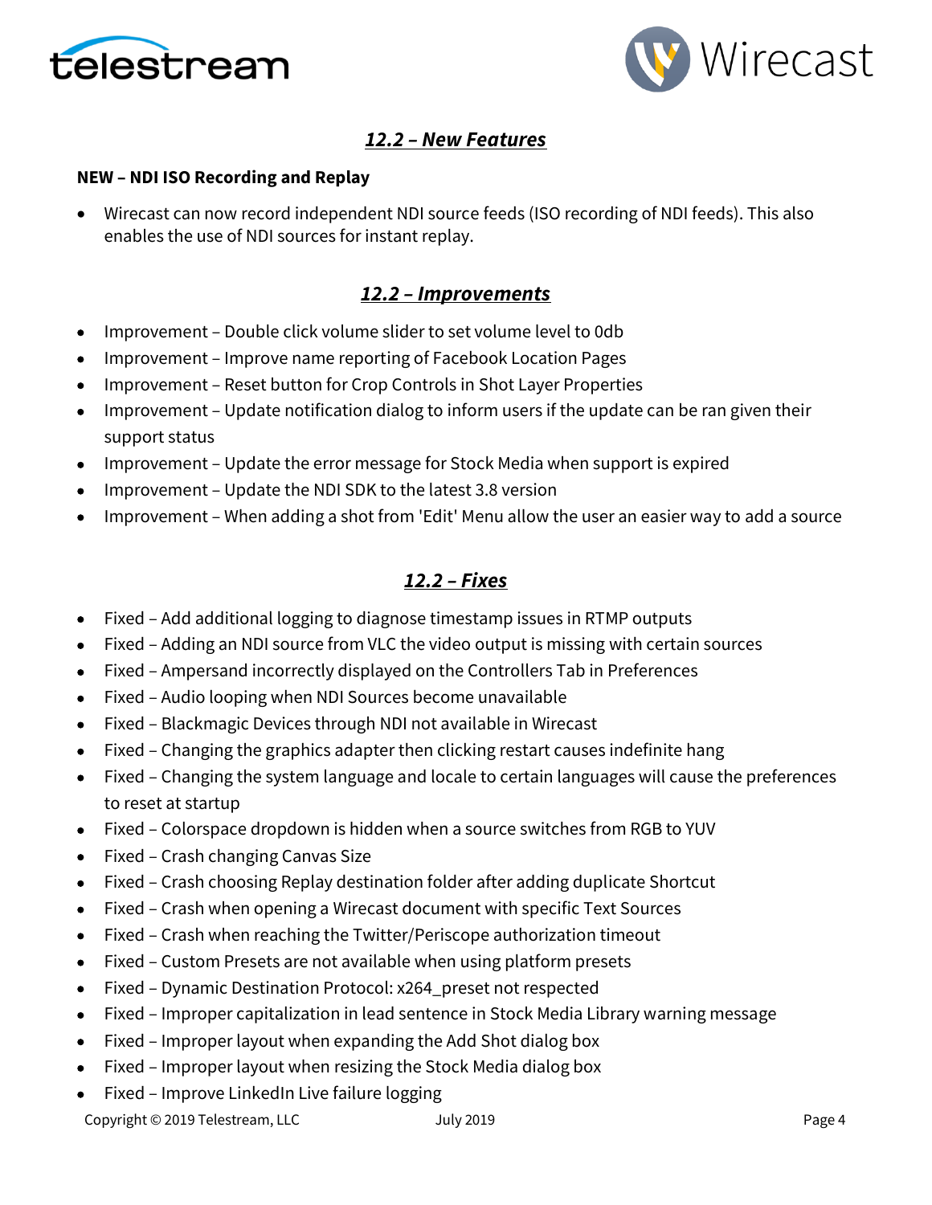## *12.2 – New Features*

**NEW – NDI ISO Recording and Replay**

- Wirecast can now record independent NDI source feeds (ISO recording of NDI feeds). This also enables the use of NDI sources for instant replay.

## *12.2 – Improvements*

- Improvement – Double click volume slider to set volume level to 0db
- Improvement – Improve name reporting of Facebook Location Pages
- Improvement – Reset button for Crop Controls in Shot Layer Properties
- Improvement – Update notification dialog to inform users if the update can be ran given their support status
- Improvement – Update the error message for Stock Media when support is expired
- Improvement – Update the NDI SDK to the latest 3.8 version
- Improvement – When adding a shot from 'Edit' Menu allow the user an easier way to add a source

## *12.2 – Fixes*

- Fixed – Add additional logging to diagnose timestamp issues in RTMP outputs
- Fixed – Adding an NDI source from VLC the video output is missing with certain sources
- Fixed – Ampersand incorrectly displayed on the Controllers Tab in Preferences
- Fixed – Audio looping when NDI Sources become unavailable
- Fixed – Blackmagic Devices through NDI not available in Wirecast
- Fixed – Changing the graphics adapter then clicking restart causes indefinite hang
- Fixed – Changing the system language and locale to certain languages will cause the preferences to reset at startup
- Fixed – Colorspace dropdown is hidden when a source switches from RGB to YUV
- Fixed – Crash changing Canvas Size
- Fixed – Crash choosing Replay destination folder after adding duplicate Shortcut
- Fixed – Crash when opening a Wirecast document with specific Text Sources
- Fixed – Crash when reaching the Twitter/Periscope authorization timeout
- Fixed – Custom Presets are not available when using platform presets
- Fixed – Dynamic Destination Protocol: x264_preset not respected
- Fixed – Improper capitalization in lead sentence in Stock Media Library warning message
- Fixed – Improper layout when expanding the Add Shot dialog box
- Fixed – Improper layout when resizing the Stock Media dialog box
- Fixed – Improve LinkedIn Live failure logging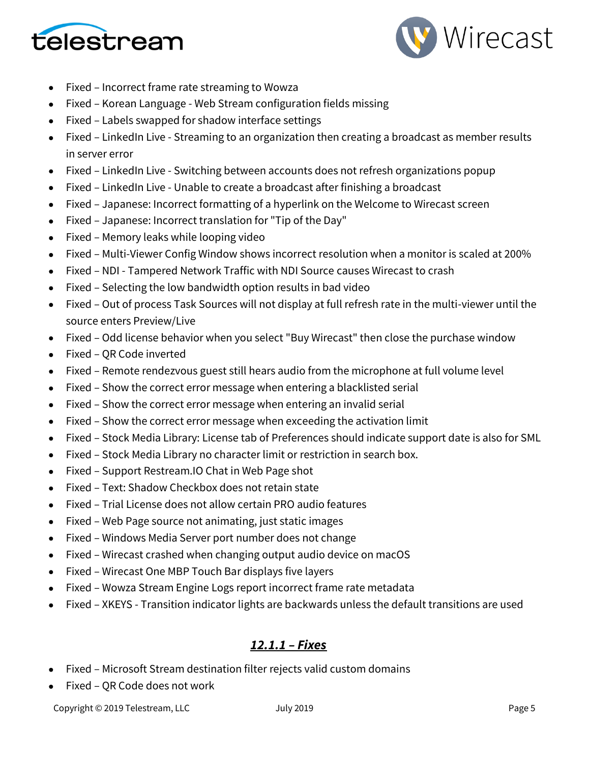- Fixed – Incorrect frame rate streaming to Wowza
- Fixed – Korean Language - Web Stream configuration fields missing
- Fixed – Labels swapped for shadow interface settings
- Fixed – LinkedIn Live - Streaming to an organization then creating a broadcast as member results in server error
- Fixed – LinkedIn Live - Switching between accounts does not refresh organizations popup
- Fixed – LinkedIn Live - Unable to create a broadcast after finishing a broadcast
- Fixed – Japanese: Incorrect formatting of a hyperlink on the Welcome to Wirecast screen
- Fixed – Japanese: Incorrect translation for "Tip of the Day"
- Fixed – Memory leaks while looping video
- Fixed – Multi-Viewer Config Window shows incorrect resolution when a monitor is scaled at 200%
- Fixed – NDI - Tampered Network Traffic with NDI Source causes Wirecast to crash
- Fixed – Selecting the low bandwidth option results in bad video
- Fixed – Out of process Task Sources will not display at full refresh rate in the multi-viewer until the source enters Preview/Live
- Fixed – Odd license behavior when you select "Buy Wirecast" then close the purchase window
- Fixed – QR Code inverted
- Fixed – Remote rendezvous guest still hears audio from the microphone at full volume level
- Fixed – Show the correct error message when entering a blacklisted serial
- Fixed – Show the correct error message when entering an invalid serial
- Fixed – Show the correct error message when exceeding the activation limit
- Fixed – Stock Media Library: License tab of Preferences should indicate support date is also for SML
- Fixed – Stock Media Library no character limit or restriction in search box.
- Fixed – Support Restream.IO Chat in Web Page shot
- Fixed – Text: Shadow Checkbox does not retain state
- Fixed – Trial License does not allow certain PRO audio features
- Fixed – Web Page source not animating, just static images
- Fixed – Windows Media Server port number does not change
- Fixed – Wirecast crashed when changing output audio device on macOS
- Fixed – Wirecast One MBP Touch Bar displays five layers
- Fixed – Wowza Stream Engine Logs report incorrect frame rate metadata
- Fixed – XKEYS - Transition indicator lights are backwards unless the default transitions are used

## ***12.1.1 – Fixes***

- Fixed – Microsoft Stream destination filter rejects valid custom domains
- Fixed – QR Code does not work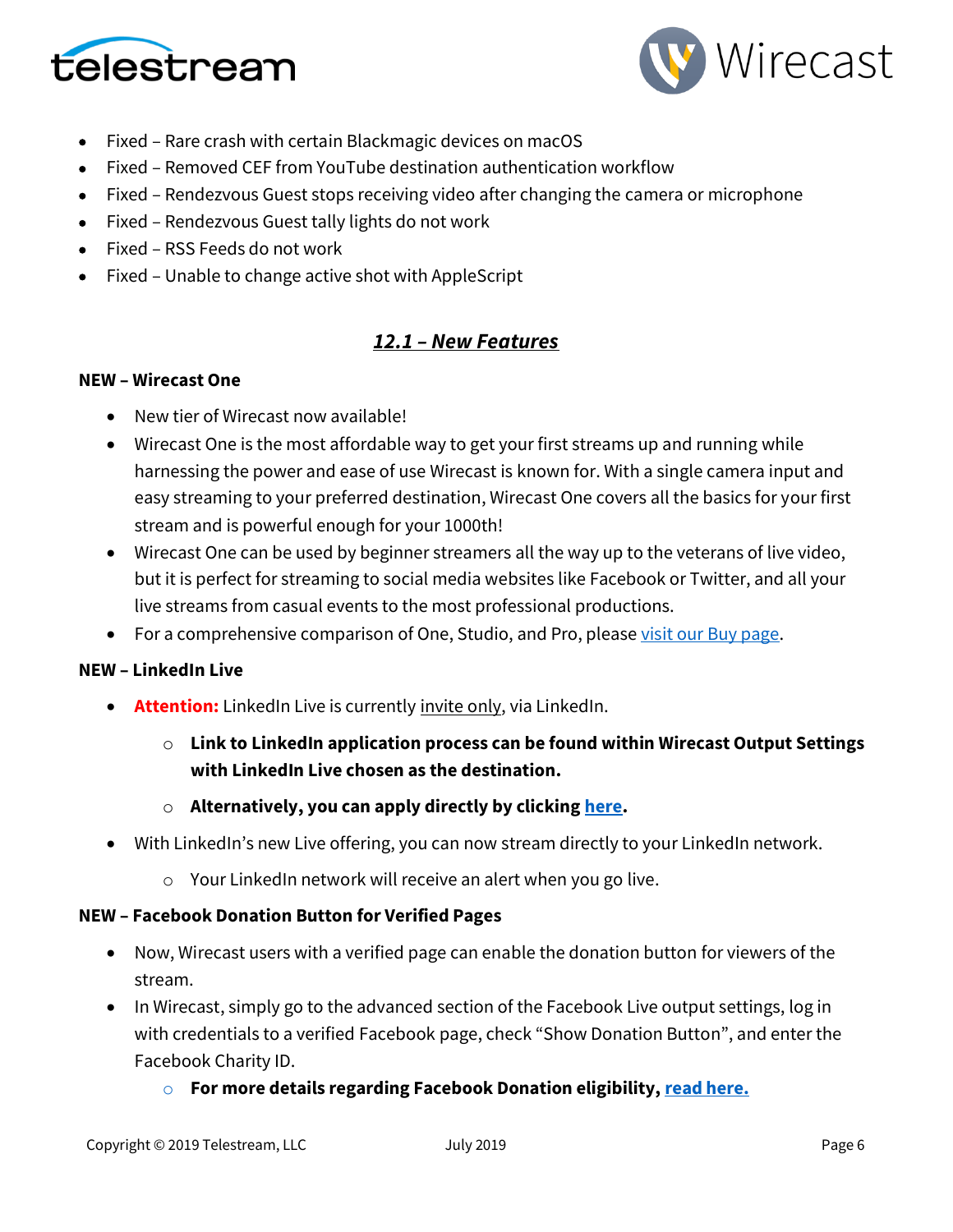- Fixed – Rare crash with certain Blackmagic devices on macOS
- Fixed – Removed CEF from YouTube destination authentication workflow
- Fixed – Rendezvous Guest stops receiving video after changing the camera or microphone
- Fixed – Rendezvous Guest tally lights do not work
- Fixed – RSS Feeds do not work
- Fixed – Unable to change active shot with AppleScript

## ***12.1 – New Features***

**NEW – Wirecast One**

- New tier of Wirecast now available!
- Wirecast One is the most affordable way to get your first streams up and running while harnessing the power and ease of use Wirecast is known for. With a single camera input and easy streaming to your preferred destination, Wirecast One covers all the basics for your first stream and is powerful enough for your 1000th!
- Wirecast One can be used by beginner streamers all the way up to the veterans of live video, but it is perfect for streaming to social media websites like Facebook or Twitter, and all your live streams from casual events to the most professional productions.
- For a comprehensive comparison of One, Studio, and Pro, please visit our Buy page.

**NEW – LinkedIn Live**

- **Attention:** LinkedIn Live is currently invite only, via LinkedIn.
  - **Link to LinkedIn application process can be found within Wirecast Output Settings with LinkedIn Live chosen as the destination.**
  - **Alternatively, you can apply directly by clicking here.**
- With LinkedIn's new Live offering, you can now stream directly to your LinkedIn network.
  - Your LinkedIn network will receive an alert when you go live.

**NEW – Facebook Donation Button for Verified Pages**

- Now, Wirecast users with a verified page can enable the donation button for viewers of the stream.
- In Wirecast, simply go to the advanced section of the Facebook Live output settings, log in with credentials to a verified Facebook page, check "Show Donation Button", and enter the Facebook Charity ID.
  - **For more details regarding Facebook Donation eligibility, read here.**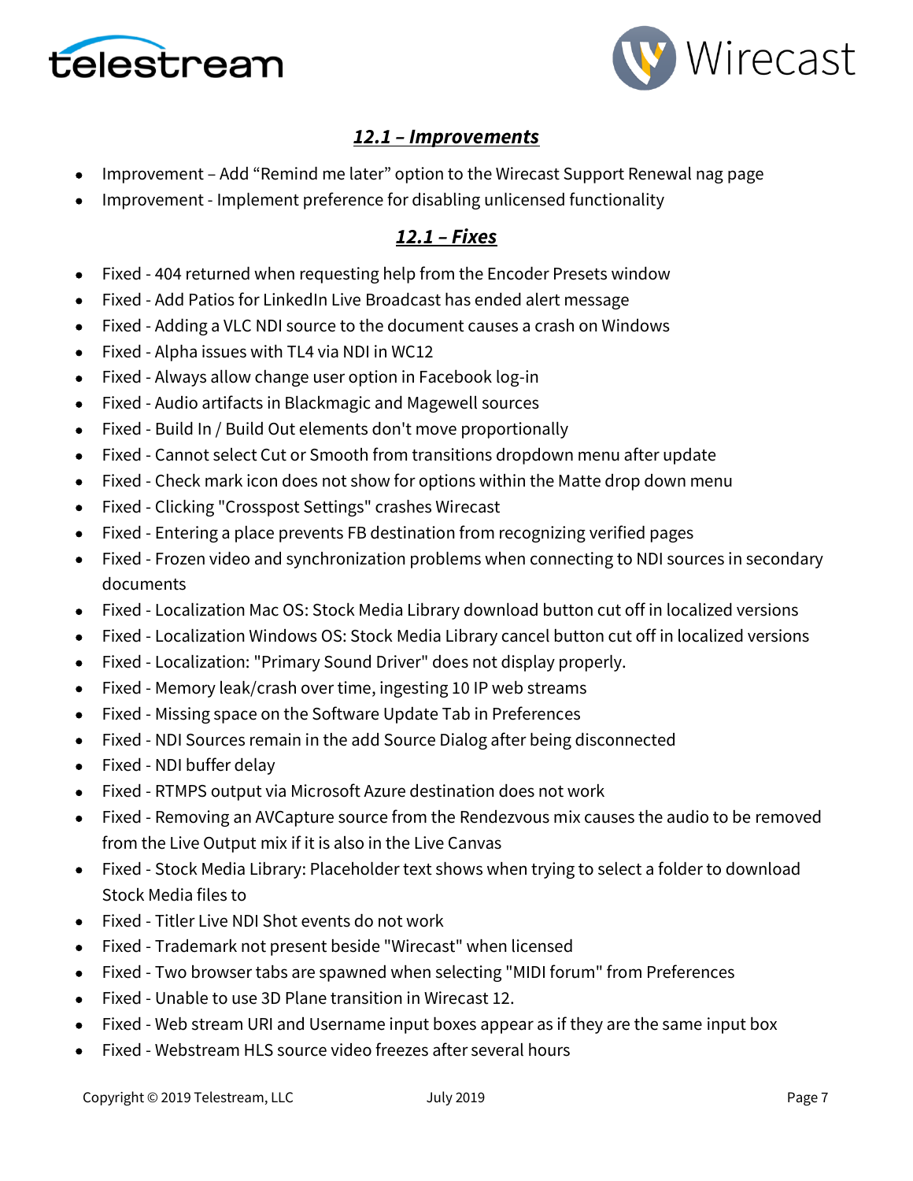## *12.1 – Improvements*

- Improvement – Add "Remind me later" option to the Wirecast Support Renewal nag page
- Improvement - Implement preference for disabling unlicensed functionality

## *12.1 – Fixes*

- Fixed - 404 returned when requesting help from the Encoder Presets window
- Fixed - Add Patios for LinkedIn Live Broadcast has ended alert message
- Fixed - Adding a VLC NDI source to the document causes a crash on Windows
- Fixed - Alpha issues with TL4 via NDI in WC12
- Fixed - Always allow change user option in Facebook log-in
- Fixed - Audio artifacts in Blackmagic and Magewell sources
- Fixed - Build In / Build Out elements don't move proportionally
- Fixed - Cannot select Cut or Smooth from transitions dropdown menu after update
- Fixed - Check mark icon does not show for options within the Matte drop down menu
- Fixed - Clicking "Crosspost Settings" crashes Wirecast
- Fixed - Entering a place prevents FB destination from recognizing verified pages
- Fixed - Frozen video and synchronization problems when connecting to NDI sources in secondary documents
- Fixed - Localization Mac OS: Stock Media Library download button cut off in localized versions
- Fixed - Localization Windows OS: Stock Media Library cancel button cut off in localized versions
- Fixed - Localization: "Primary Sound Driver" does not display properly.
- Fixed - Memory leak/crash over time, ingesting 10 IP web streams
- Fixed - Missing space on the Software Update Tab in Preferences
- Fixed - NDI Sources remain in the add Source Dialog after being disconnected
- Fixed - NDI buffer delay
- Fixed - RTMPS output via Microsoft Azure destination does not work
- Fixed - Removing an AVCapture source from the Rendezvous mix causes the audio to be removed from the Live Output mix if it is also in the Live Canvas
- Fixed - Stock Media Library: Placeholder text shows when trying to select a folder to download Stock Media files to
- Fixed - Titler Live NDI Shot events do not work
- Fixed - Trademark not present beside "Wirecast" when licensed
- Fixed - Two browser tabs are spawned when selecting "MIDI forum" from Preferences
- Fixed - Unable to use 3D Plane transition in Wirecast 12.
- Fixed - Web stream URI and Username input boxes appear as if they are the same input box
- Fixed - Webstream HLS source video freezes after several hours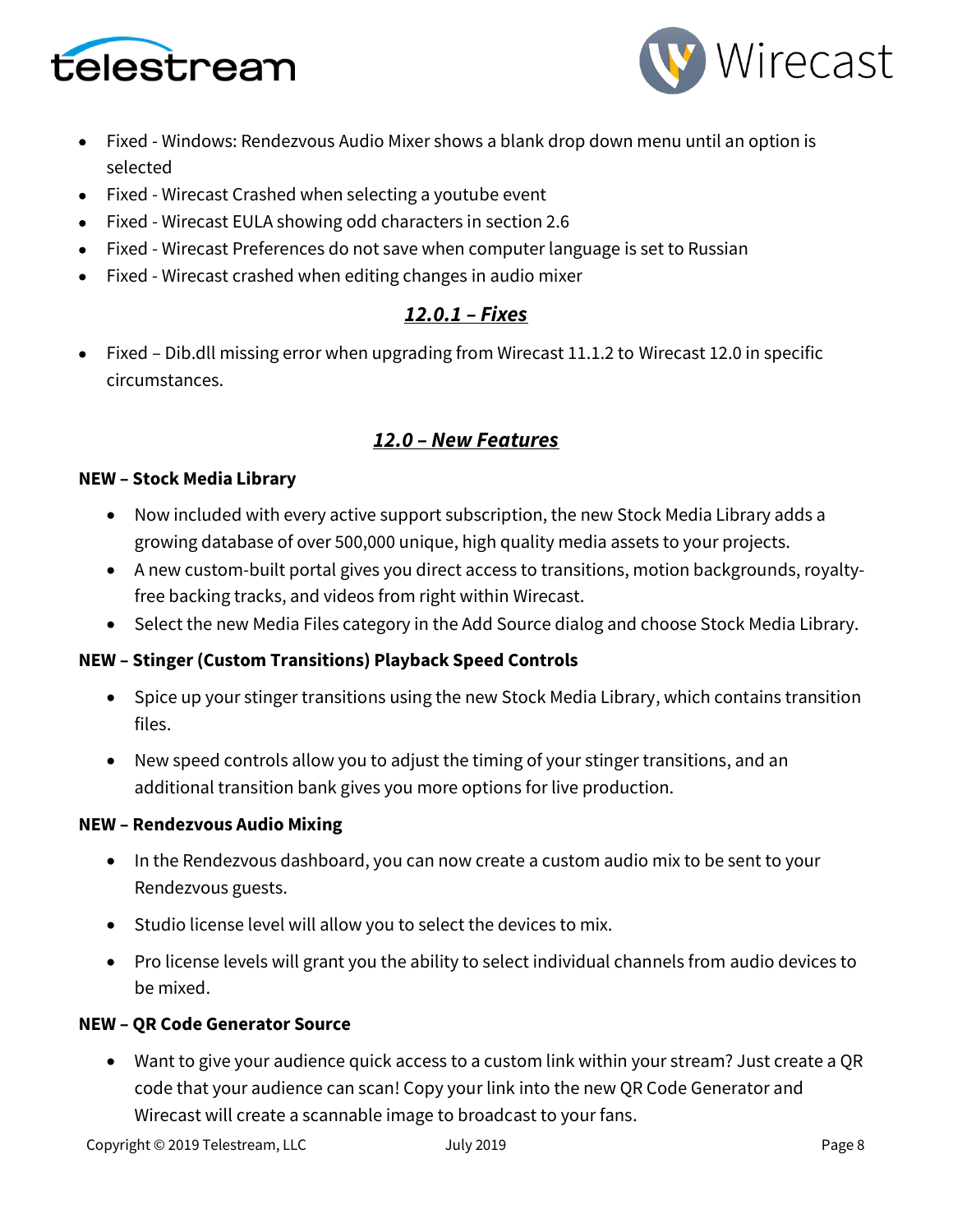- Fixed - Windows: Rendezvous Audio Mixer shows a blank drop down menu until an option is selected
- Fixed - Wirecast Crashed when selecting a youtube event
- Fixed - Wirecast EULA showing odd characters in section 2.6
- Fixed - Wirecast Preferences do not save when computer language is set to Russian
- Fixed - Wirecast crashed when editing changes in audio mixer

## ***12.0.1 – Fixes***

- Fixed – Dib.dll missing error when upgrading from Wirecast 11.1.2 to Wirecast 12.0 in specific circumstances.

## ***12.0 – New Features***

**NEW – Stock Media Library**

- Now included with every active support subscription, the new Stock Media Library adds a growing database of over 500,000 unique, high quality media assets to your projects.
- A new custom-built portal gives you direct access to transitions, motion backgrounds, royalty-free backing tracks, and videos from right within Wirecast.
- Select the new Media Files category in the Add Source dialog and choose Stock Media Library.

**NEW – Stinger (Custom Transitions) Playback Speed Controls**

- Spice up your stinger transitions using the new Stock Media Library, which contains transition files.
- New speed controls allow you to adjust the timing of your stinger transitions, and an additional transition bank gives you more options for live production.

**NEW – Rendezvous Audio Mixing**

- In the Rendezvous dashboard, you can now create a custom audio mix to be sent to your Rendezvous guests.
- Studio license level will allow you to select the devices to mix.
- Pro license levels will grant you the ability to select individual channels from audio devices to be mixed.

**NEW – QR Code Generator Source**

- Want to give your audience quick access to a custom link within your stream? Just create a QR code that your audience can scan! Copy your link into the new QR Code Generator and Wirecast will create a scannable image to broadcast to your fans.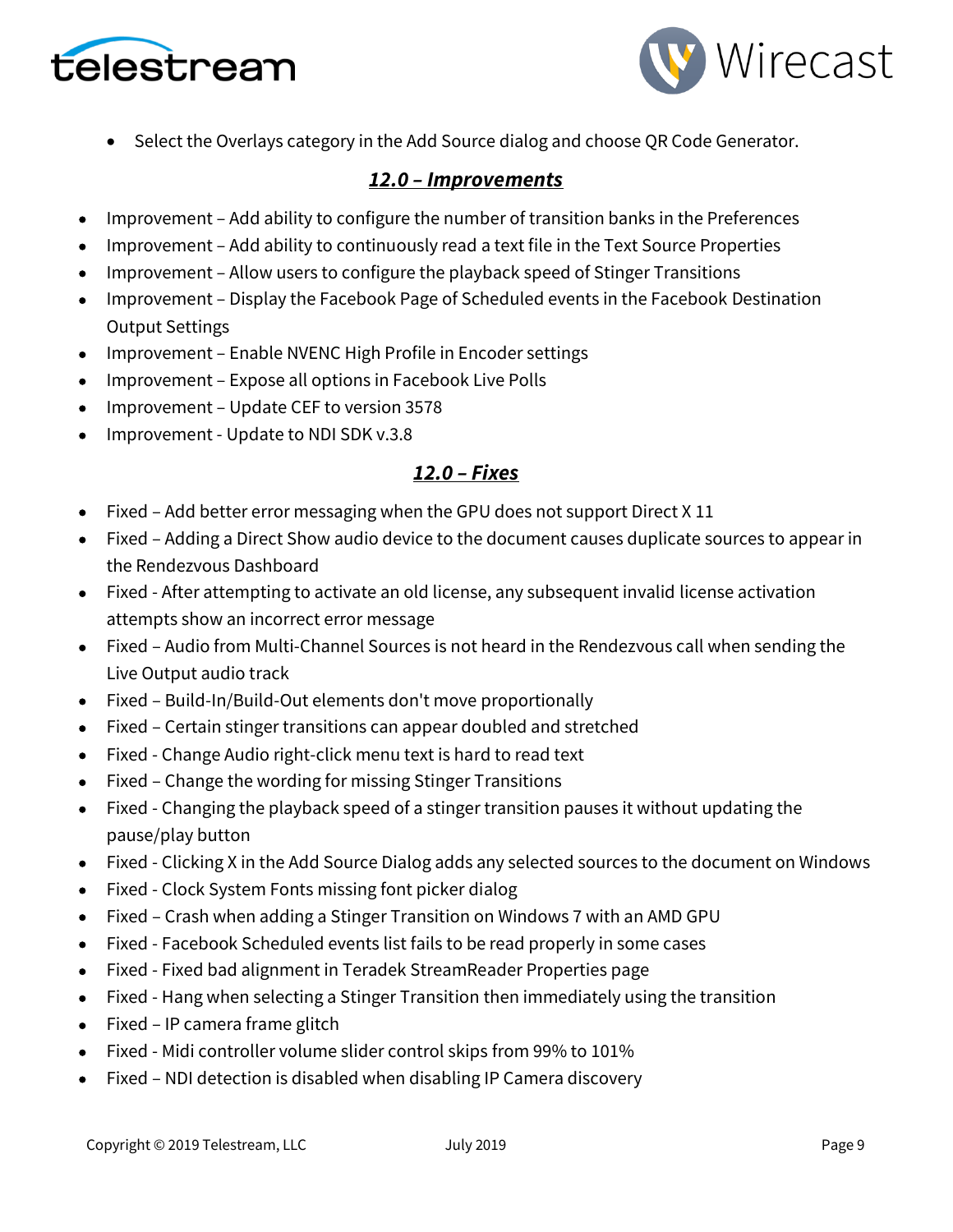- Select the Overlays category in the Add Source dialog and choose QR Code Generator.

## ***12.0 – Improvements***

- Improvement – Add ability to configure the number of transition banks in the Preferences
- Improvement – Add ability to continuously read a text file in the Text Source Properties
- Improvement – Allow users to configure the playback speed of Stinger Transitions
- Improvement – Display the Facebook Page of Scheduled events in the Facebook Destination Output Settings
- Improvement – Enable NVENC High Profile in Encoder settings
- Improvement – Expose all options in Facebook Live Polls
- Improvement – Update CEF to version 3578
- Improvement - Update to NDI SDK v.3.8

## ***12.0 – Fixes***

- Fixed – Add better error messaging when the GPU does not support Direct X 11
- Fixed – Adding a Direct Show audio device to the document causes duplicate sources to appear in the Rendezvous Dashboard
- Fixed - After attempting to activate an old license, any subsequent invalid license activation attempts show an incorrect error message
- Fixed – Audio from Multi-Channel Sources is not heard in the Rendezvous call when sending the Live Output audio track
- Fixed – Build-In/Build-Out elements don't move proportionally
- Fixed – Certain stinger transitions can appear doubled and stretched
- Fixed - Change Audio right-click menu text is hard to read text
- Fixed – Change the wording for missing Stinger Transitions
- Fixed - Changing the playback speed of a stinger transition pauses it without updating the pause/play button
- Fixed - Clicking X in the Add Source Dialog adds any selected sources to the document on Windows
- Fixed - Clock System Fonts missing font picker dialog
- Fixed – Crash when adding a Stinger Transition on Windows 7 with an AMD GPU
- Fixed - Facebook Scheduled events list fails to be read properly in some cases
- Fixed - Fixed bad alignment in Teradek StreamReader Properties page
- Fixed - Hang when selecting a Stinger Transition then immediately using the transition
- Fixed – IP camera frame glitch
- Fixed - Midi controller volume slider control skips from 99% to 101%
- Fixed – NDI detection is disabled when disabling IP Camera discovery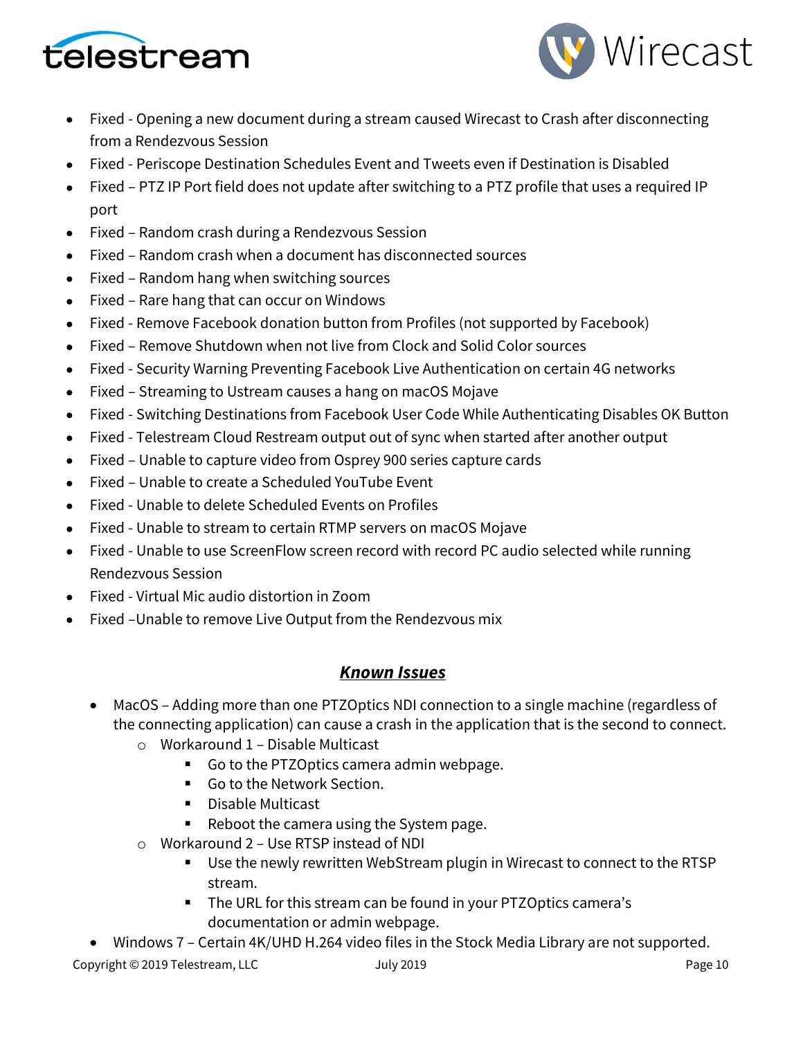- Fixed - Opening a new document during a stream caused Wirecast to Crash after disconnecting from a Rendezvous Session
- Fixed - Periscope Destination Schedules Event and Tweets even if Destination is Disabled
- Fixed – PTZ IP Port field does not update after switching to a PTZ profile that uses a required IP port
- Fixed – Random crash during a Rendezvous Session
- Fixed – Random crash when a document has disconnected sources
- Fixed – Random hang when switching sources
- Fixed – Rare hang that can occur on Windows
- Fixed - Remove Facebook donation button from Profiles (not supported by Facebook)
- Fixed – Remove Shutdown when not live from Clock and Solid Color sources
- Fixed - Security Warning Preventing Facebook Live Authentication on certain 4G networks
- Fixed – Streaming to Ustream causes a hang on macOS Mojave
- Fixed - Switching Destinations from Facebook User Code While Authenticating Disables OK Button
- Fixed - Telestream Cloud Restream output out of sync when started after another output
- Fixed – Unable to capture video from Osprey 900 series capture cards
- Fixed – Unable to create a Scheduled YouTube Event
- Fixed - Unable to delete Scheduled Events on Profiles
- Fixed - Unable to stream to certain RTMP servers on macOS Mojave
- Fixed - Unable to use ScreenFlow screen record with record PC audio selected while running Rendezvous Session
- Fixed - Virtual Mic audio distortion in Zoom
- Fixed –Unable to remove Live Output from the Rendezvous mix

## ***Known Issues***

- MacOS – Adding more than one PTZOptics NDI connection to a single machine (regardless of the connecting application) can cause a crash in the application that is the second to connect.
  - Workaround 1 – Disable Multicast
    - Go to the PTZOptics camera admin webpage.
    - Go to the Network Section.
    - Disable Multicast
    - Reboot the camera using the System page.
  - Workaround 2 – Use RTSP instead of NDI
    - Use the newly rewritten WebStream plugin in Wirecast to connect to the RTSP stream.
    - The URL for this stream can be found in your PTZOptics camera's documentation or admin webpage.
- Windows 7 – Certain 4K/UHD H.264 video files in the Stock Media Library are not supported.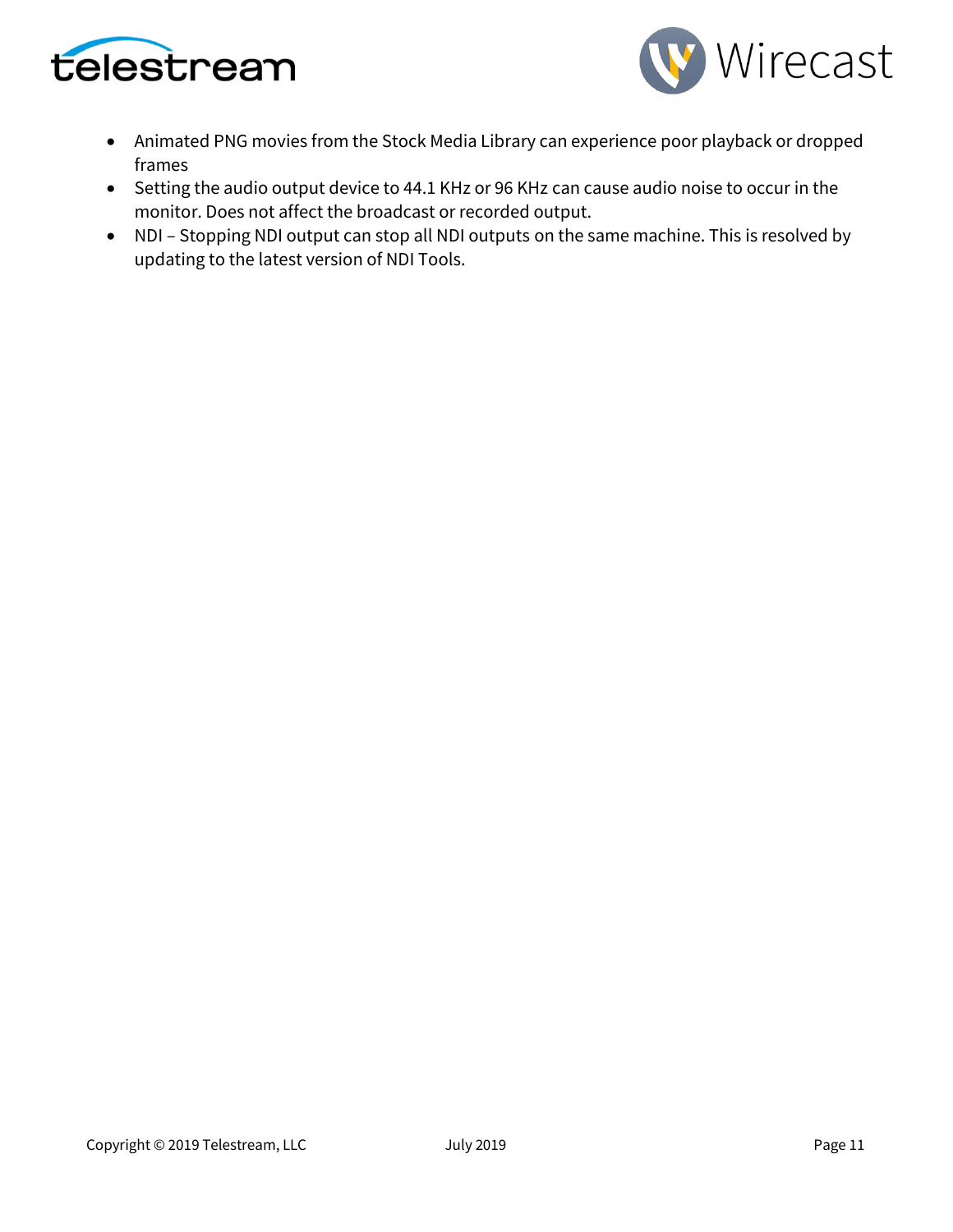- Animated PNG movies from the Stock Media Library can experience poor playback or dropped frames
- Setting the audio output device to 44.1 KHz or 96 KHz can cause audio noise to occur in the monitor. Does not affect the broadcast or recorded output.
- NDI – Stopping NDI output can stop all NDI outputs on the same machine. This is resolved by updating to the latest version of NDI Tools.